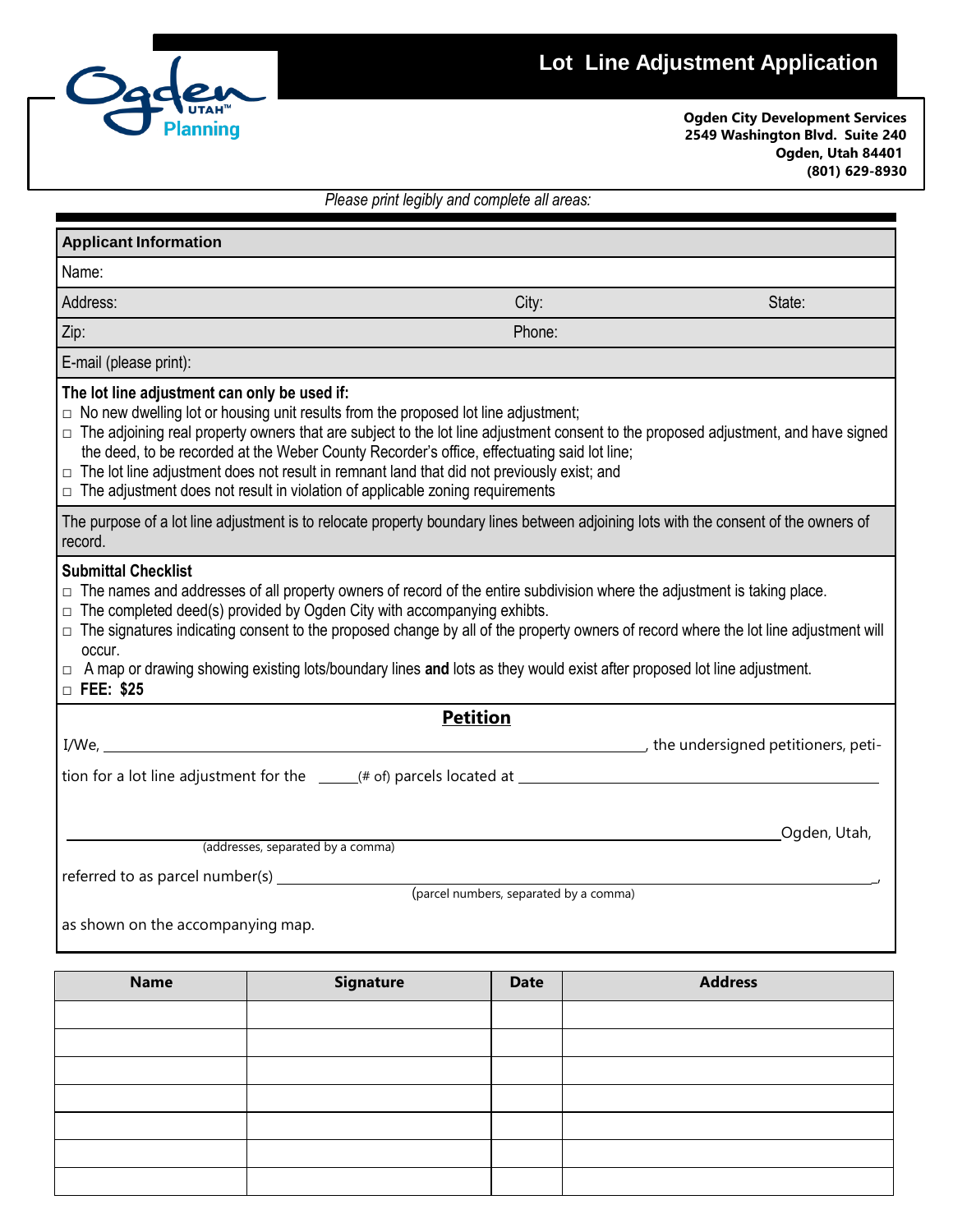# Lot Line Adjustment Application

Ogden UTAH™ Planning

**Ogden City Development Services**
**2549 Washington Blvd. Suite 240**
**Ogden, Utah 84401**
**(801) 629-8930**

*Please print legibly and complete all areas:*

**Applicant Information**

Name:

Address: City: State:

Zip: Phone:

E-mail (please print):

**The lot line adjustment can only be used if:**

- □ No new dwelling lot or housing unit results from the proposed lot line adjustment;
- □ The adjoining real property owners that are subject to the lot line adjustment consent to the proposed adjustment, and have signed the deed, to be recorded at the Weber County Recorder's office, effectuating said lot line;
- □ The lot line adjustment does not result in remnant land that did not previously exist; and
- □ The adjustment does not result in violation of applicable zoning requirements

The purpose of a lot line adjustment is to relocate property boundary lines between adjoining lots with the consent of the owners of record.

**Submittal Checklist**

- □ The names and addresses of all property owners of record of the entire subdivision where the adjustment is taking place.
- □ The completed deed(s) provided by Ogden City with accompanying exhibits.
- □ The signatures indicating consent to the proposed change by all of the property owners of record where the lot line adjustment will occur.
- □ A map or drawing showing existing lots/boundary lines **and** lots as they would exist after proposed lot line adjustment.
- □ **FEE: $25**

## Petition

I/We, ______________________________, the undersigned petitioners, petition for a lot line adjustment for the _____(# of) parcels located at ______________________________

______________________________ Ogden, Utah,
(addresses, separated by a comma)

referred to as parcel number(s) ______________________________,
(parcel numbers, separated by a comma)

as shown on the accompanying map.

| Name | Signature | Date | Address |
|---|---|---|---|
| | | | |
| | | | |
| | | | |
| | | | |
| | | | |
| | | | |
| | | | |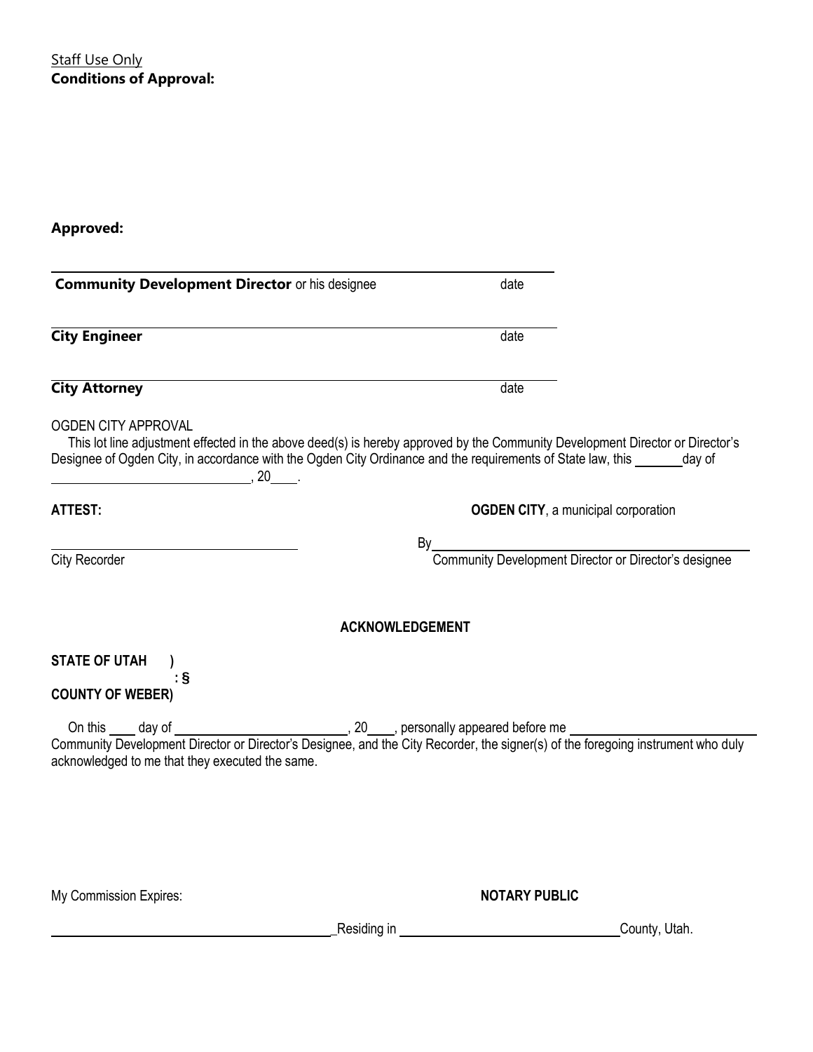Staff Use Only
**Conditions of Approval:**

**Approved:**

\_\_\_\_\_\_\_\_\_\_\_\_\_\_\_\_\_\_\_\_\_\_\_\_\_\_\_\_\_\_\_\_\_\_\_\_\_\_\_\_\_\_\_\_\_\_\_\_\_\_\_\_\_\_\_\_
**Community Development Director** or his designee date

\_\_\_\_\_\_\_\_\_\_\_\_\_\_\_\_\_\_\_\_\_\_\_\_\_\_\_\_\_\_\_\_\_\_\_\_\_\_\_\_\_\_\_\_\_\_\_\_\_\_\_\_\_\_\_\_
**City Engineer** date

\_\_\_\_\_\_\_\_\_\_\_\_\_\_\_\_\_\_\_\_\_\_\_\_\_\_\_\_\_\_\_\_\_\_\_\_\_\_\_\_\_\_\_\_\_\_\_\_\_\_\_\_\_\_\_\_
**City Attorney** date

OGDEN CITY APPROVAL

This lot line adjustment effected in the above deed(s) is hereby approved by the Community Development Director or Director's Designee of Ogden City, in accordance with the Ogden City Ordinance and the requirements of State law, this \_\_\_\_\_\_ day of \_\_\_\_\_\_\_\_\_\_\_\_\_\_\_\_\_\_\_\_\_\_\_\_, 20\_\_\_\_.

**ATTEST:** **OGDEN CITY**, a municipal corporation

\_\_\_\_\_\_\_\_\_\_\_\_\_\_\_\_\_\_\_\_\_\_\_\_\_\_\_\_\_\_ By\_\_\_\_\_\_\_\_\_\_\_\_\_\_\_\_\_\_\_\_\_\_\_\_\_\_\_\_\_\_\_\_\_\_\_\_\_\_\_\_
City Recorder Community Development Director or Director's designee

**ACKNOWLEDGEMENT**

**STATE OF UTAH )**
**: §**
**COUNTY OF WEBER)**

On this \_\_\_\_ day of \_\_\_\_\_\_\_\_\_\_\_\_\_\_\_\_\_\_\_\_\_\_\_\_, 20\_\_\_\_, personally appeared before me \_\_\_\_\_\_\_\_\_\_\_\_\_\_\_\_\_\_\_\_\_\_\_\_\_\_ Community Development Director or Director's Designee, and the City Recorder, the signer(s) of the foregoing instrument who duly acknowledged to me that they executed the same.

My Commission Expires: **NOTARY PUBLIC**

\_\_\_\_\_\_\_\_\_\_\_\_\_\_\_\_\_\_\_\_\_\_\_\_\_\_\_\_\_\_\_\_\_\_\_\_\_\_\_\_ Residing in \_\_\_\_\_\_\_\_\_\_\_\_\_\_\_\_\_\_\_\_\_\_\_\_\_\_\_\_\_\_ County, Utah.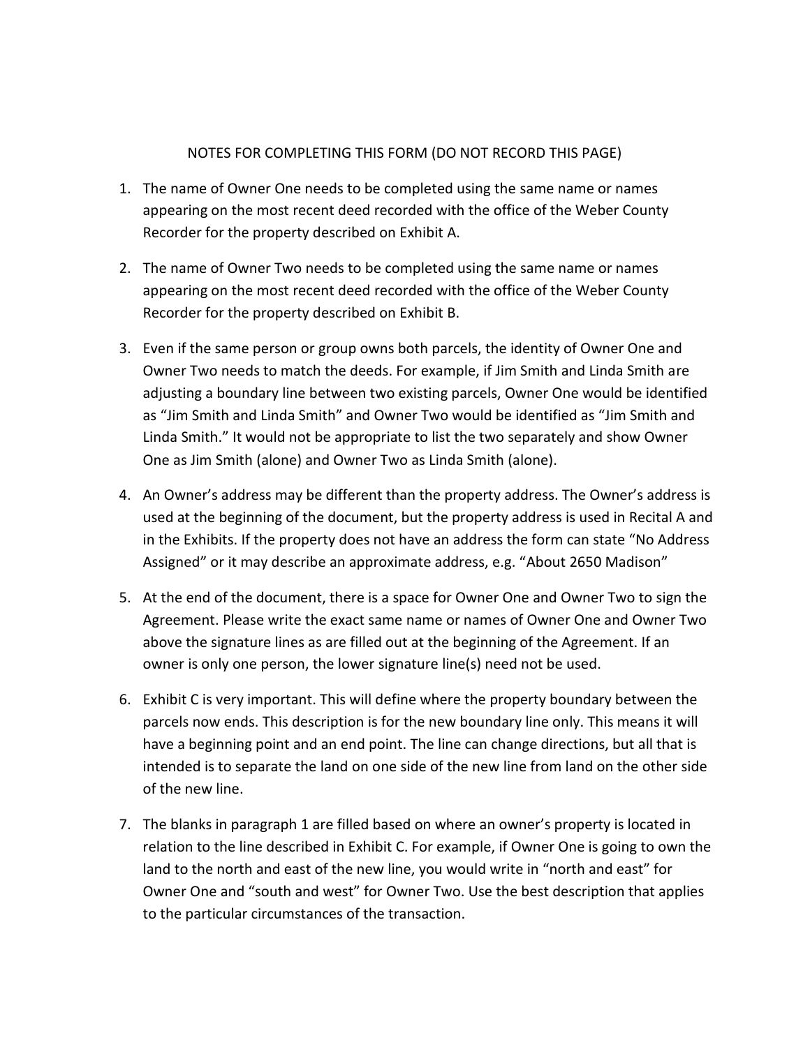NOTES FOR COMPLETING THIS FORM (DO NOT RECORD THIS PAGE)

1. The name of Owner One needs to be completed using the same name or names appearing on the most recent deed recorded with the office of the Weber County Recorder for the property described on Exhibit A.

2. The name of Owner Two needs to be completed using the same name or names appearing on the most recent deed recorded with the office of the Weber County Recorder for the property described on Exhibit B.

3. Even if the same person or group owns both parcels, the identity of Owner One and Owner Two needs to match the deeds. For example, if Jim Smith and Linda Smith are adjusting a boundary line between two existing parcels, Owner One would be identified as "Jim Smith and Linda Smith" and Owner Two would be identified as "Jim Smith and Linda Smith." It would not be appropriate to list the two separately and show Owner One as Jim Smith (alone) and Owner Two as Linda Smith (alone).

4. An Owner's address may be different than the property address. The Owner's address is used at the beginning of the document, but the property address is used in Recital A and in the Exhibits. If the property does not have an address the form can state "No Address Assigned" or it may describe an approximate address, e.g. "About 2650 Madison"

5. At the end of the document, there is a space for Owner One and Owner Two to sign the Agreement. Please write the exact same name or names of Owner One and Owner Two above the signature lines as are filled out at the beginning of the Agreement. If an owner is only one person, the lower signature line(s) need not be used.

6. Exhibit C is very important. This will define where the property boundary between the parcels now ends. This description is for the new boundary line only. This means it will have a beginning point and an end point. The line can change directions, but all that is intended is to separate the land on one side of the new line from land on the other side of the new line.

7. The blanks in paragraph 1 are filled based on where an owner's property is located in relation to the line described in Exhibit C. For example, if Owner One is going to own the land to the north and east of the new line, you would write in "north and east" for Owner One and "south and west" for Owner Two. Use the best description that applies to the particular circumstances of the transaction.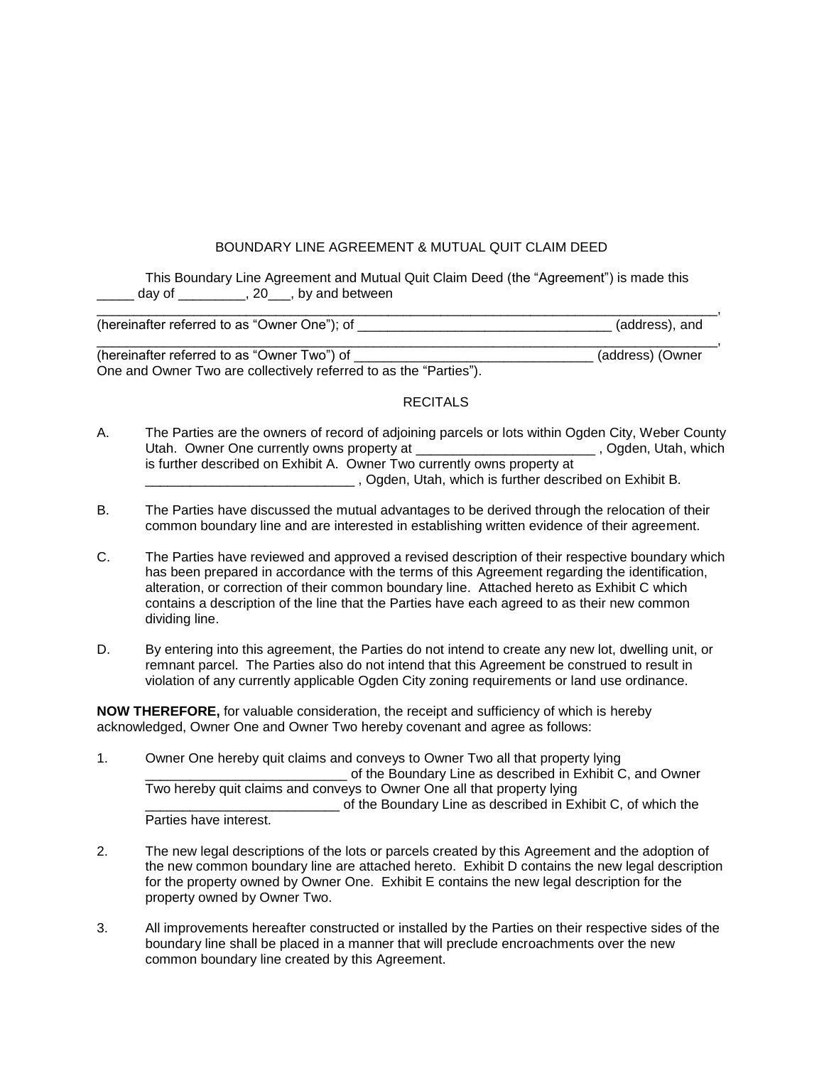# BOUNDARY LINE AGREEMENT & MUTUAL QUIT CLAIM DEED

This Boundary Line Agreement and Mutual Quit Claim Deed (the "Agreement") is made this _____ day of _________, 20___, by and between

___________________________________________________________________________________, (hereinafter referred to as "Owner One"); of __________________________________ (address), and

___________________________________________________________________________________, (hereinafter referred to as "Owner Two") of ________________________________ (address) (Owner One and Owner Two are collectively referred to as the "Parties").

## RECITALS

A. The Parties are the owners of record of adjoining parcels or lots within Ogden City, Weber County Utah. Owner One currently owns property at ________________________ , Ogden, Utah, which is further described on Exhibit A. Owner Two currently owns property at ____________________________ , Ogden, Utah, which is further described on Exhibit B.

B. The Parties have discussed the mutual advantages to be derived through the relocation of their common boundary line and are interested in establishing written evidence of their agreement.

C. The Parties have reviewed and approved a revised description of their respective boundary which has been prepared in accordance with the terms of this Agreement regarding the identification, alteration, or correction of their common boundary line. Attached hereto as Exhibit C which contains a description of the line that the Parties have each agreed to as their new common dividing line.

D. By entering into this agreement, the Parties do not intend to create any new lot, dwelling unit, or remnant parcel. The Parties also do not intend that this Agreement be construed to result in violation of any currently applicable Ogden City zoning requirements or land use ordinance.

**NOW THEREFORE,** for valuable consideration, the receipt and sufficiency of which is hereby acknowledged, Owner One and Owner Two hereby covenant and agree as follows:

1. Owner One hereby quit claims and conveys to Owner Two all that property lying ___________________________ of the Boundary Line as described in Exhibit C, and Owner Two hereby quit claims and conveys to Owner One all that property lying __________________________ of the Boundary Line as described in Exhibit C, of which the Parties have interest.

2. The new legal descriptions of the lots or parcels created by this Agreement and the adoption of the new common boundary line are attached hereto. Exhibit D contains the new legal description for the property owned by Owner One. Exhibit E contains the new legal description for the property owned by Owner Two.

3. All improvements hereafter constructed or installed by the Parties on their respective sides of the boundary line shall be placed in a manner that will preclude encroachments over the new common boundary line created by this Agreement.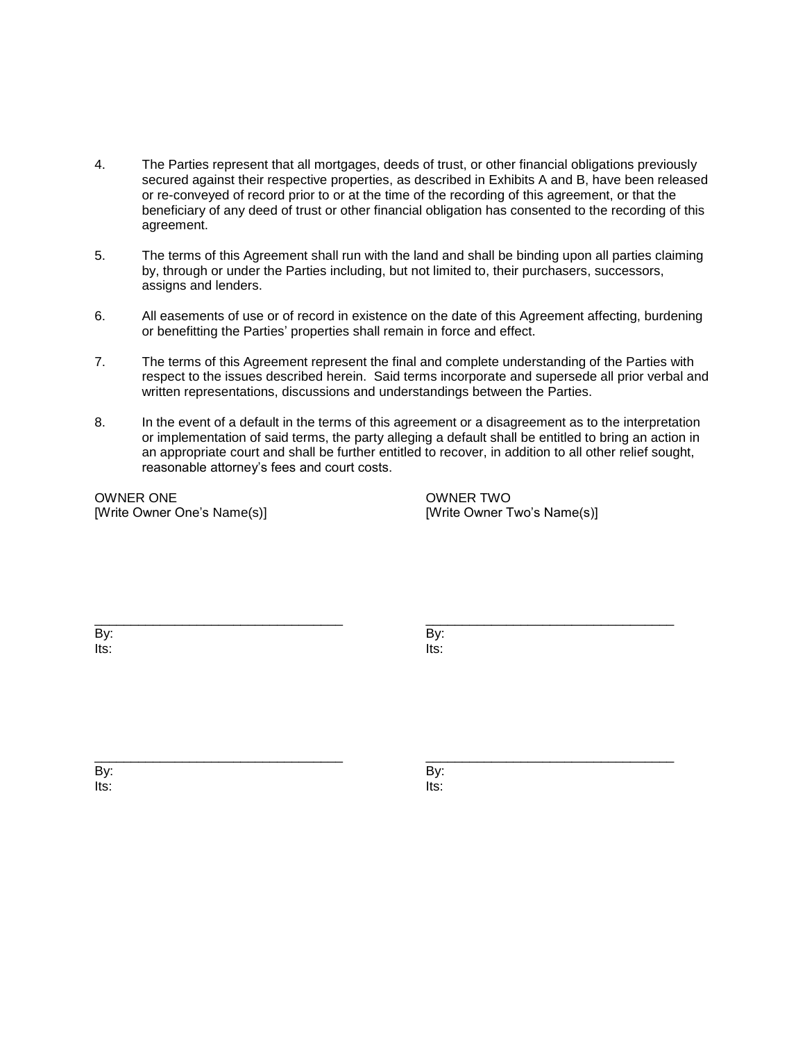4. The Parties represent that all mortgages, deeds of trust, or other financial obligations previously secured against their respective properties, as described in Exhibits A and B, have been released or re-conveyed of record prior to or at the time of the recording of this agreement, or that the beneficiary of any deed of trust or other financial obligation has consented to the recording of this agreement.

5. The terms of this Agreement shall run with the land and shall be binding upon all parties claiming by, through or under the Parties including, but not limited to, their purchasers, successors, assigns and lenders.

6. All easements of use or of record in existence on the date of this Agreement affecting, burdening or benefitting the Parties' properties shall remain in force and effect.

7. The terms of this Agreement represent the final and complete understanding of the Parties with respect to the issues described herein. Said terms incorporate and supersede all prior verbal and written representations, discussions and understandings between the Parties.

8. In the event of a default in the terms of this agreement or a disagreement as to the interpretation or implementation of said terms, the party alleging a default shall be entitled to bring an action in an appropriate court and shall be further entitled to recover, in addition to all other relief sought, reasonable attorney's fees and court costs.

OWNER ONE
[Write Owner One's Name(s)]

\_\_\_\_\_\_\_\_\_\_\_\_\_\_\_\_\_\_\_\_\_\_\_\_\_\_\_\_\_\_\_\_\_\_
By:
Its:

\_\_\_\_\_\_\_\_\_\_\_\_\_\_\_\_\_\_\_\_\_\_\_\_\_\_\_\_\_\_\_\_\_\_
By:
Its:

OWNER TWO
[Write Owner Two's Name(s)]

\_\_\_\_\_\_\_\_\_\_\_\_\_\_\_\_\_\_\_\_\_\_\_\_\_\_\_\_\_\_\_\_\_\_
By:
Its:

\_\_\_\_\_\_\_\_\_\_\_\_\_\_\_\_\_\_\_\_\_\_\_\_\_\_\_\_\_\_\_\_\_\_
By:
Its: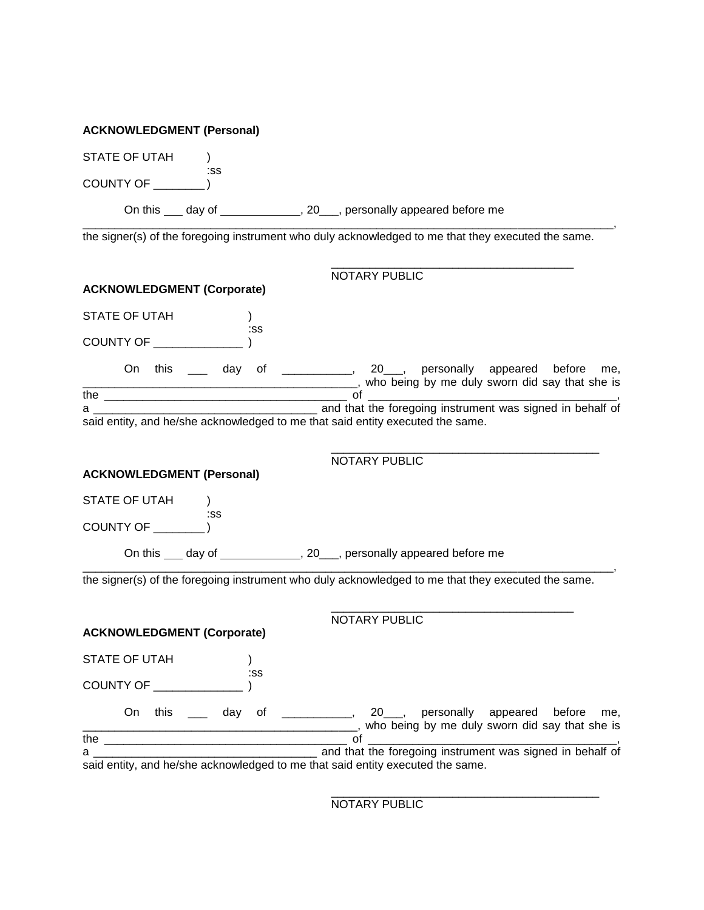**ACKNOWLEDGMENT (Personal)**

STATE OF UTAH )
:ss
COUNTY OF ________ )

On this ___ day of ____________, 20___, personally appeared before me _______________________________________________________________________________________, the signer(s) of the foregoing instrument who duly acknowledged to me that they executed the same.

_______________________________________
NOTARY PUBLIC

**ACKNOWLEDGMENT (Corporate)**

STATE OF UTAH )
:ss
COUNTY OF ______________ )

On this ___ day of ___________, 20___, personally appeared before me, ____________________________________________, who being by me duly sworn did say that she is the _______________________________________ of _______________________________________, a ___________________________________ and that the foregoing instrument was signed in behalf of said entity, and he/she acknowledged to me that said entity executed the same.

___________________________________________
NOTARY PUBLIC

**ACKNOWLEDGMENT (Personal)**

STATE OF UTAH )
:ss
COUNTY OF ________ )

On this ___ day of ____________, 20___, personally appeared before me _______________________________________________________________________________________, the signer(s) of the foregoing instrument who duly acknowledged to me that they executed the same.

_______________________________________
NOTARY PUBLIC

**ACKNOWLEDGMENT (Corporate)**

STATE OF UTAH )
:ss
COUNTY OF ______________ )

On this ___ day of ___________, 20___, personally appeared before me, ____________________________________________, who being by me duly sworn did say that she is the _______________________________________ of _______________________________________, a ___________________________________ and that the foregoing instrument was signed in behalf of said entity, and he/she acknowledged to me that said entity executed the same.

___________________________________________
NOTARY PUBLIC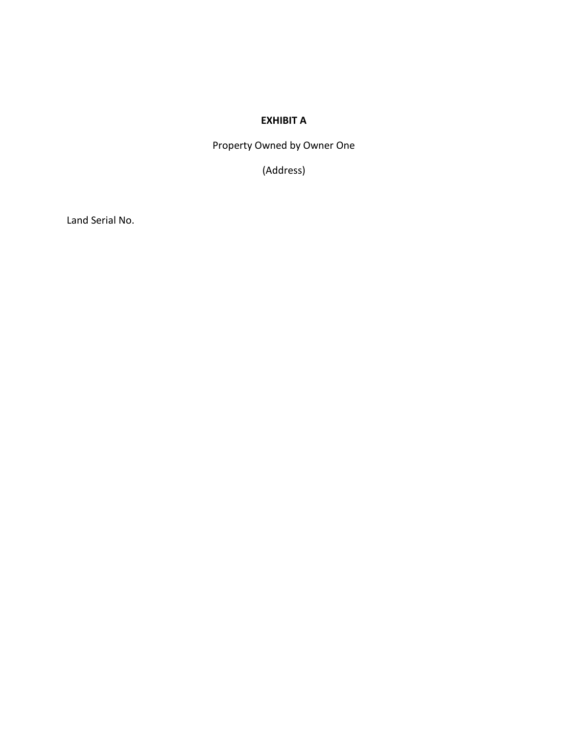**EXHIBIT A**

Property Owned by Owner One

(Address)

Land Serial No.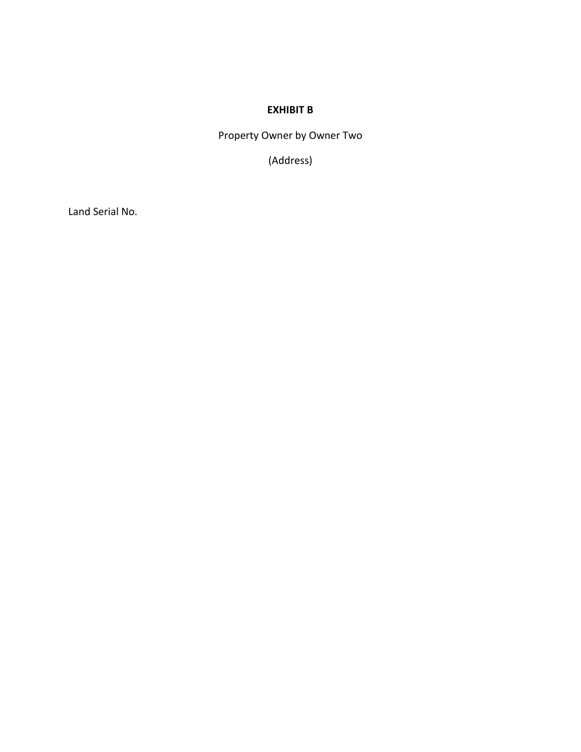**EXHIBIT B**

Property Owner by Owner Two

(Address)

Land Serial No.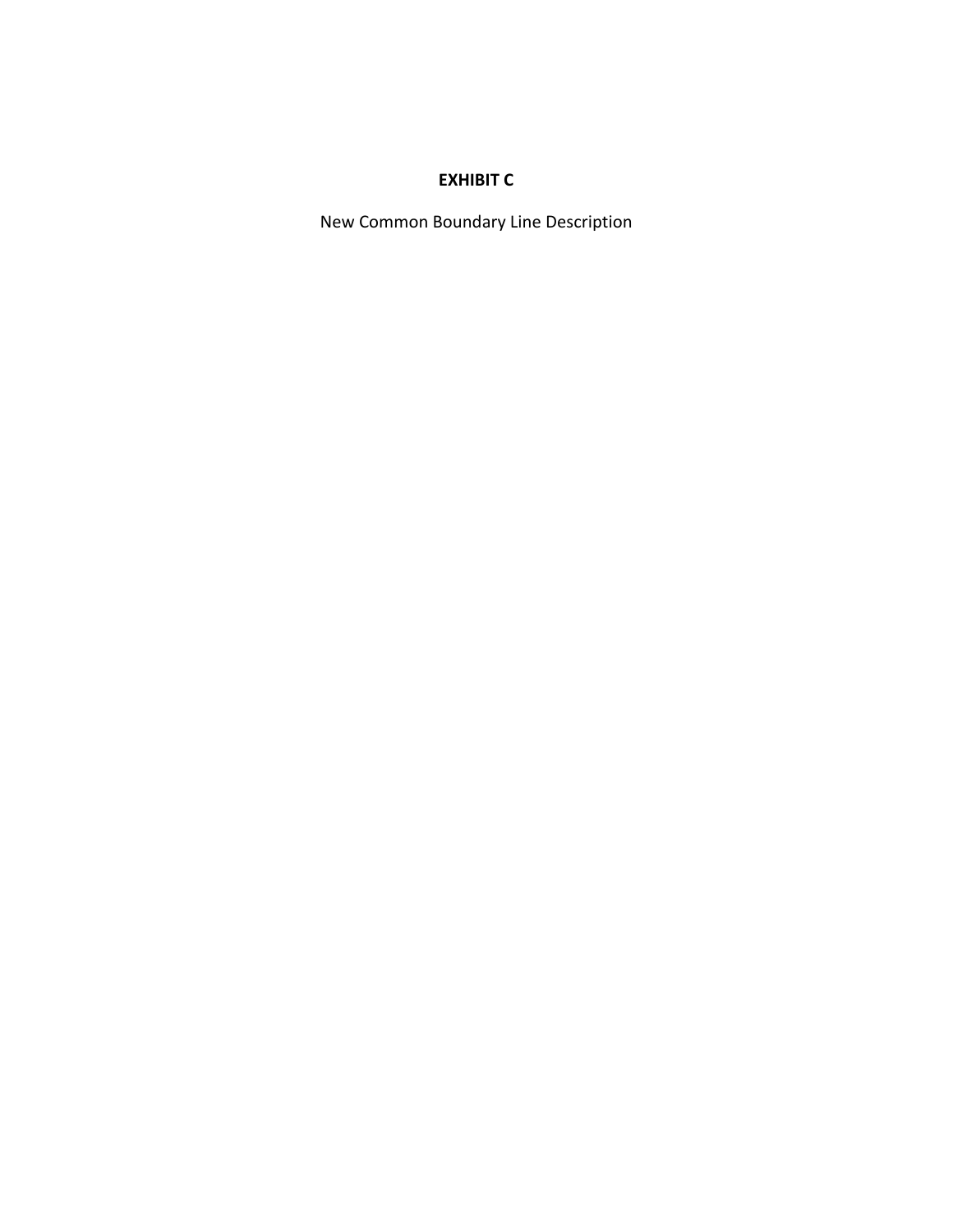**EXHIBIT C**

New Common Boundary Line Description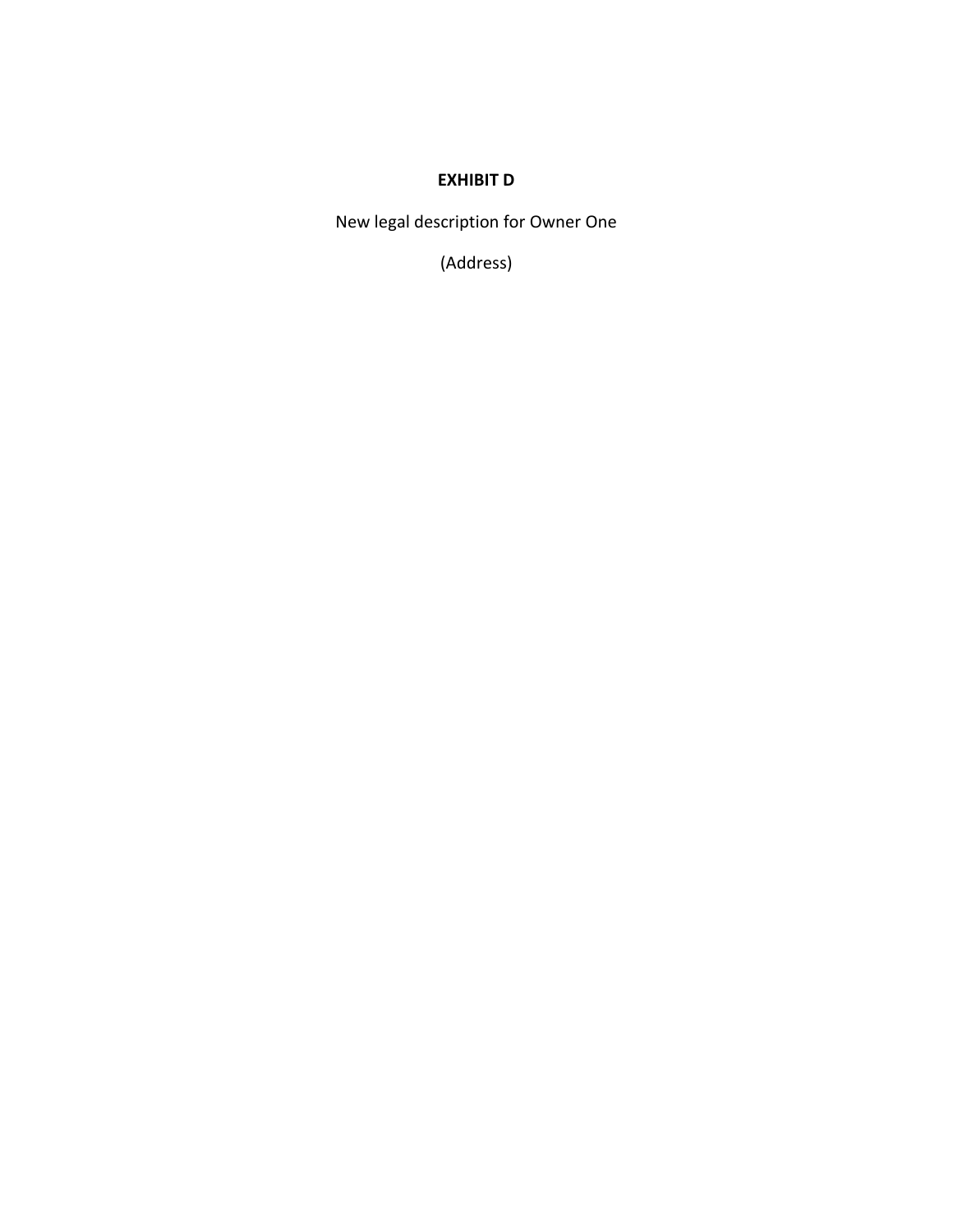**EXHIBIT D**

New legal description for Owner One

(Address)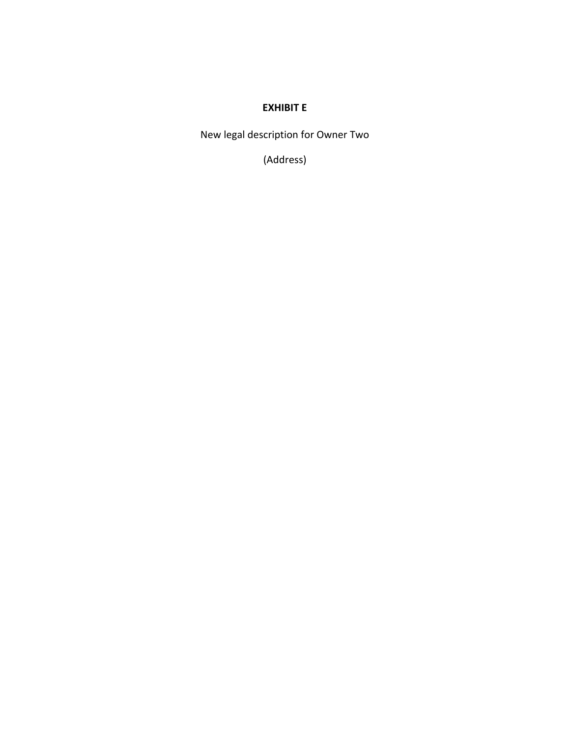**EXHIBIT E**

New legal description for Owner Two

(Address)